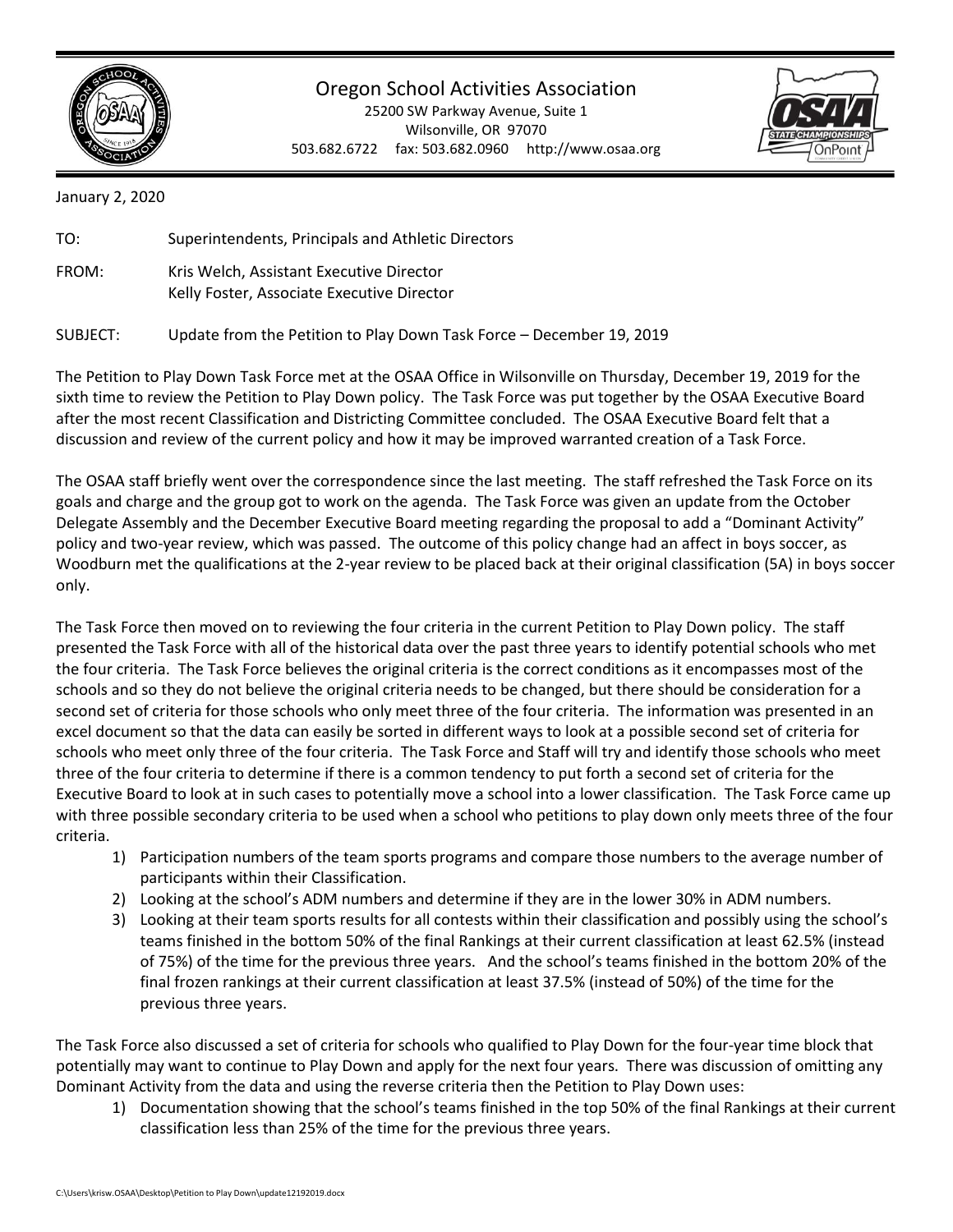# Oregon School Activities Association

25200 SW Parkway Avenue, Suite 1
Wilsonville, OR 97070
503.682.6722 fax: 503.682.0960 http://www.osaa.org

January 2, 2020

TO: Superintendents, Principals and Athletic Directors

FROM: Kris Welch, Assistant Executive Director
Kelly Foster, Associate Executive Director

SUBJECT: Update from the Petition to Play Down Task Force – December 19, 2019

The Petition to Play Down Task Force met at the OSAA Office in Wilsonville on Thursday, December 19, 2019 for the sixth time to review the Petition to Play Down policy. The Task Force was put together by the OSAA Executive Board after the most recent Classification and Districting Committee concluded. The OSAA Executive Board felt that a discussion and review of the current policy and how it may be improved warranted creation of a Task Force.

The OSAA staff briefly went over the correspondence since the last meeting. The staff refreshed the Task Force on its goals and charge and the group got to work on the agenda. The Task Force was given an update from the October Delegate Assembly and the December Executive Board meeting regarding the proposal to add a "Dominant Activity" policy and two-year review, which was passed. The outcome of this policy change had an affect in boys soccer, as Woodburn met the qualifications at the 2-year review to be placed back at their original classification (5A) in boys soccer only.

The Task Force then moved on to reviewing the four criteria in the current Petition to Play Down policy. The staff presented the Task Force with all of the historical data over the past three years to identify potential schools who met the four criteria. The Task Force believes the original criteria is the correct conditions as it encompasses most of the schools and so they do not believe the original criteria needs to be changed, but there should be consideration for a second set of criteria for those schools who only meet three of the four criteria. The information was presented in an excel document so that the data can easily be sorted in different ways to look at a possible second set of criteria for schools who meet only three of the four criteria. The Task Force and Staff will try and identify those schools who meet three of the four criteria to determine if there is a common tendency to put forth a second set of criteria for the Executive Board to look at in such cases to potentially move a school into a lower classification. The Task Force came up with three possible secondary criteria to be used when a school who petitions to play down only meets three of the four criteria.

1) Participation numbers of the team sports programs and compare those numbers to the average number of participants within their Classification.
2) Looking at the school's ADM numbers and determine if they are in the lower 30% in ADM numbers.
3) Looking at their team sports results for all contests within their classification and possibly using the school's teams finished in the bottom 50% of the final Rankings at their current classification at least 62.5% (instead of 75%) of the time for the previous three years. And the school's teams finished in the bottom 20% of the final frozen rankings at their current classification at least 37.5% (instead of 50%) of the time for the previous three years.

The Task Force also discussed a set of criteria for schools who qualified to Play Down for the four-year time block that potentially may want to continue to Play Down and apply for the next four years. There was discussion of omitting any Dominant Activity from the data and using the reverse criteria then the Petition to Play Down uses:

1) Documentation showing that the school's teams finished in the top 50% of the final Rankings at their current classification less than 25% of the time for the previous three years.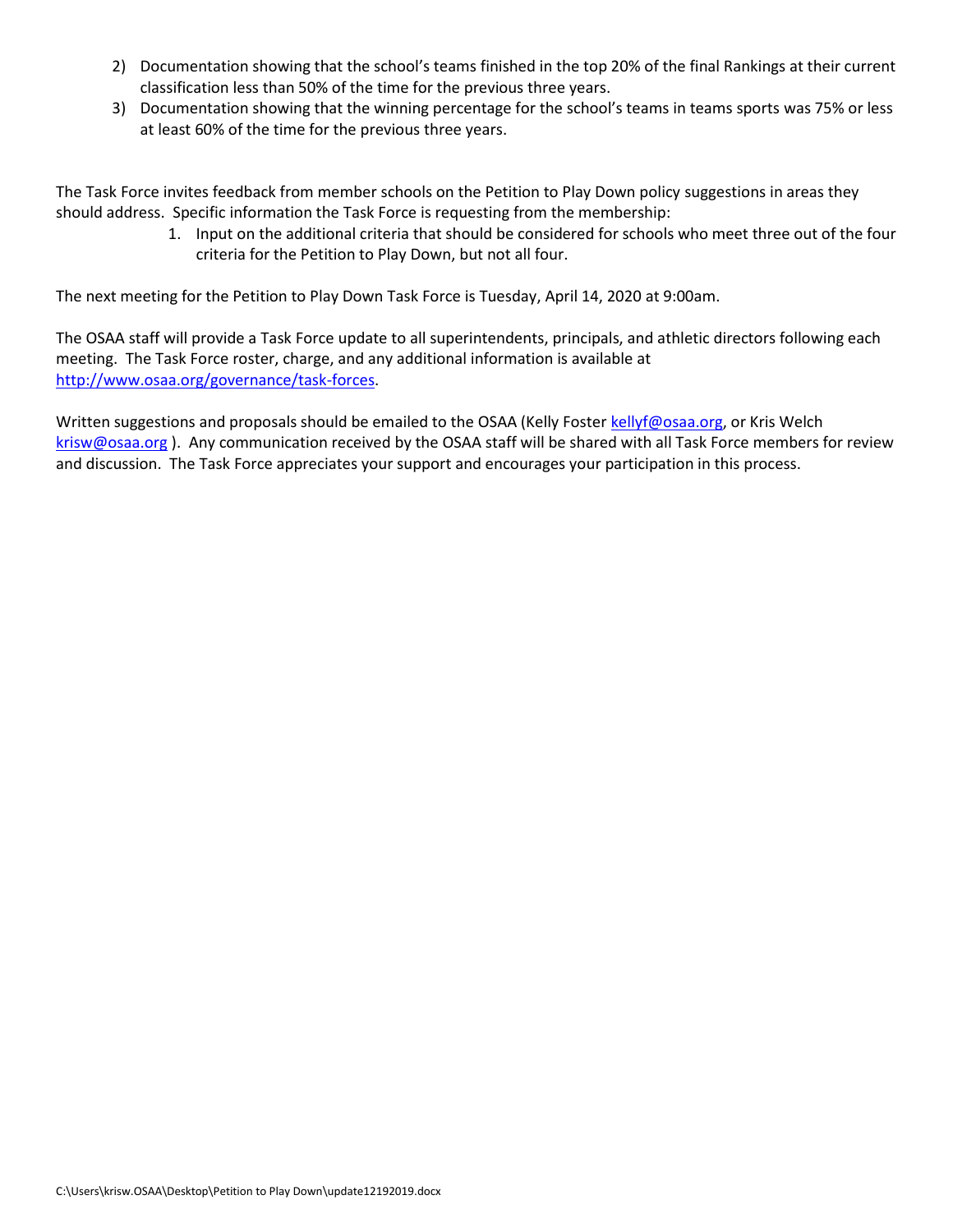2) Documentation showing that the school's teams finished in the top 20% of the final Rankings at their current classification less than 50% of the time for the previous three years.
3) Documentation showing that the winning percentage for the school's teams in teams sports was 75% or less at least 60% of the time for the previous three years.

The Task Force invites feedback from member schools on the Petition to Play Down policy suggestions in areas they should address. Specific information the Task Force is requesting from the membership:

1. Input on the additional criteria that should be considered for schools who meet three out of the four criteria for the Petition to Play Down, but not all four.

The next meeting for the Petition to Play Down Task Force is Tuesday, April 14, 2020 at 9:00am.

The OSAA staff will provide a Task Force update to all superintendents, principals, and athletic directors following each meeting. The Task Force roster, charge, and any additional information is available at http://www.osaa.org/governance/task-forces.

Written suggestions and proposals should be emailed to the OSAA (Kelly Foster kellyf@osaa.org, or Kris Welch krisw@osaa.org ). Any communication received by the OSAA staff will be shared with all Task Force members for review and discussion. The Task Force appreciates your support and encourages your participation in this process.